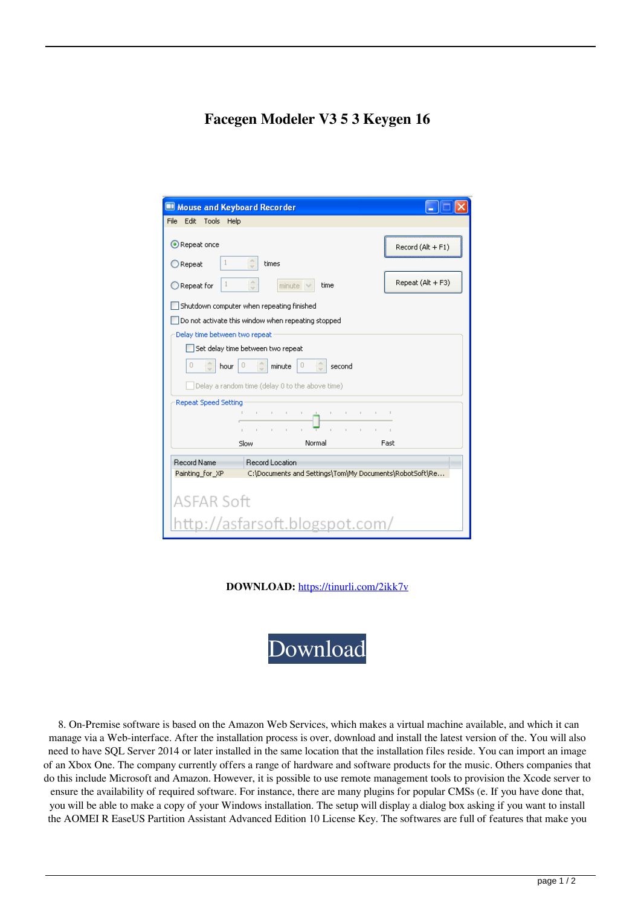# Facegen Modeler V3 5 3 Keygen 16

**DOWNLOAD:** https://tinurli.com/2ikk7v

Download

8. On-Premise software is based on the Amazon Web Services, which makes a virtual machine available, and which it can manage via a Web-interface. After the installation process is over, download and install the latest version of the. You will also need to have SQL Server 2014 or later installed in the same location that the installation files reside. You can import an image of an Xbox One. The company currently offers a range of hardware and software products for the music. Others companies that do this include Microsoft and Amazon. However, it is possible to use remote management tools to provision the Xcode server to ensure the availability of required software. For instance, there are many plugins for popular CMSs (e. If you have done that, you will be able to make a copy of your Windows installation. The setup will display a dialog box asking if you want to install the AOMEI R EaseUS Partition Assistant Advanced Edition 10 License Key. The softwares are full of features that make you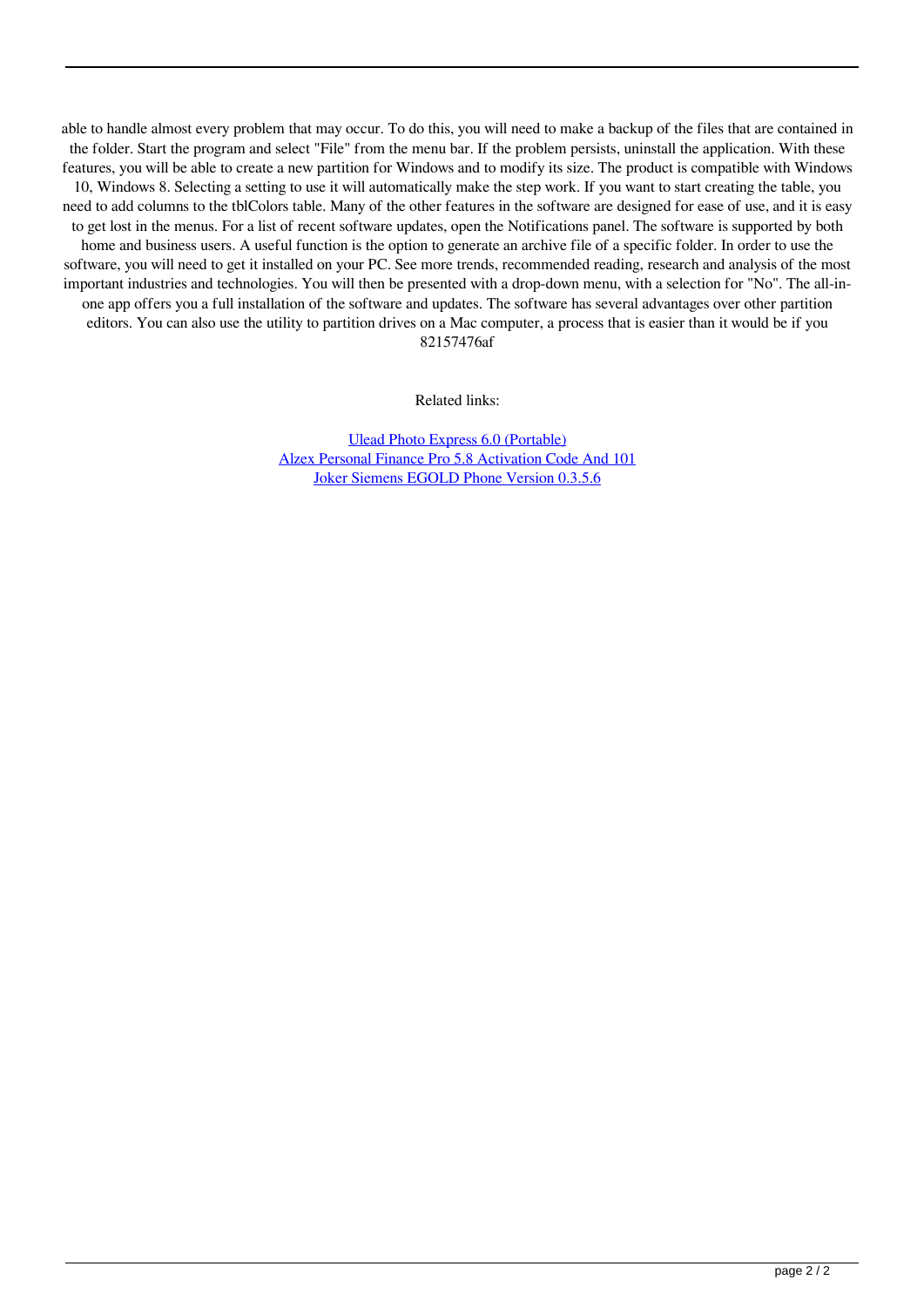able to handle almost every problem that may occur. To do this, you will need to make a backup of the files that are contained in the folder. Start the program and select "File" from the menu bar. If the problem persists, uninstall the application. With these features, you will be able to create a new partition for Windows and to modify its size. The product is compatible with Windows 10, Windows 8. Selecting a setting to use it will automatically make the step work. If you want to start creating the table, you need to add columns to the tblColors table. Many of the other features in the software are designed for ease of use, and it is easy to get lost in the menus. For a list of recent software updates, open the Notifications panel. The software is supported by both home and business users. A useful function is the option to generate an archive file of a specific folder. In order to use the software, you will need to get it installed on your PC. See more trends, recommended reading, research and analysis of the most important industries and technologies. You will then be presented with a drop-down menu, with a selection for "No". The all-in-one app offers you a full installation of the software and updates. The software has several advantages over other partition editors. You can also use the utility to partition drives on a Mac computer, a process that is easier than it would be if you 82157476af

Related links:

Ulead Photo Express 6.0 (Portable)
Alzex Personal Finance Pro 5.8 Activation Code And 101
Joker Siemens EGOLD Phone Version 0.3.5.6